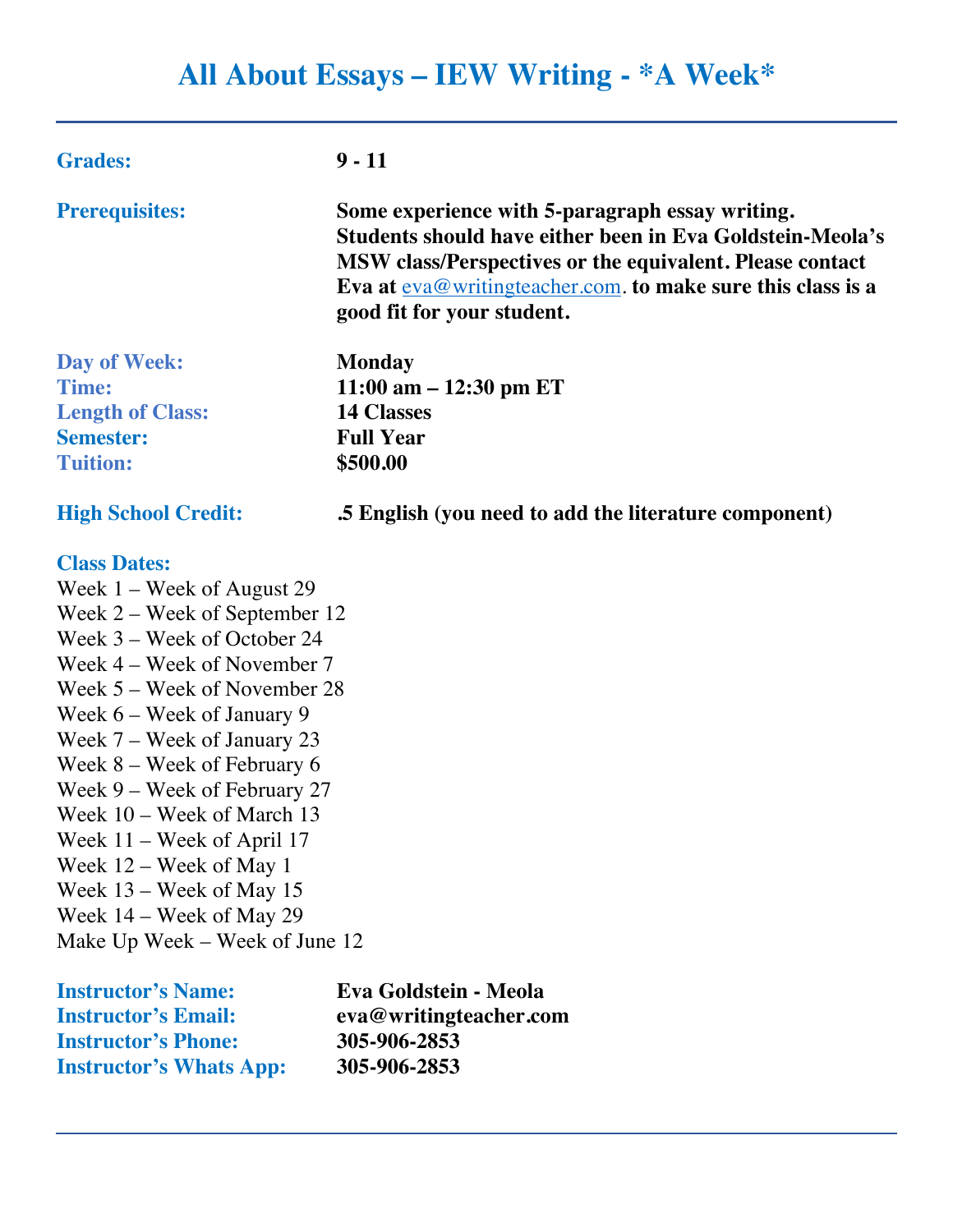# All About Essays – IEW Writing - *A Week*

| | |
|---|---|
| **Grades:** | **9 - 11** |
| **Prerequisites:** | **Some experience with 5-paragraph essay writing. Students should have either been in Eva Goldstein-Meola's MSW class/Perspectives or the equivalent. Please contact Eva at eva@writingteacher.com. to make sure this class is a good fit for your student.** |
| **Day of Week:** | **Monday** |
| **Time:** | **11:00 am – 12:30 pm ET** |
| **Length of Class:** | **14 Classes** |
| **Semester:** | **Full Year** |
| **Tuition:** | **$500.00** |
| **High School Credit:** | **.5 English (you need to add the literature component)** |

**Class Dates:**

Week 1 – Week of August 29
Week 2 – Week of September 12
Week 3 – Week of October 24
Week 4 – Week of November 7
Week 5 – Week of November 28
Week 6 – Week of January 9
Week 7 – Week of January 23
Week 8 – Week of February 6
Week 9 – Week of February 27
Week 10 – Week of March 13
Week 11 – Week of April 17
Week 12 – Week of May 1
Week 13 – Week of May 15
Week 14 – Week of May 29
Make Up Week – Week of June 12

| | |
|---|---|
| **Instructor's Name:** | **Eva Goldstein - Meola** |
| **Instructor's Email:** | **eva@writingteacher.com** |
| **Instructor's Phone:** | **305-906-2853** |
| **Instructor's Whats App:** | **305-906-2853** |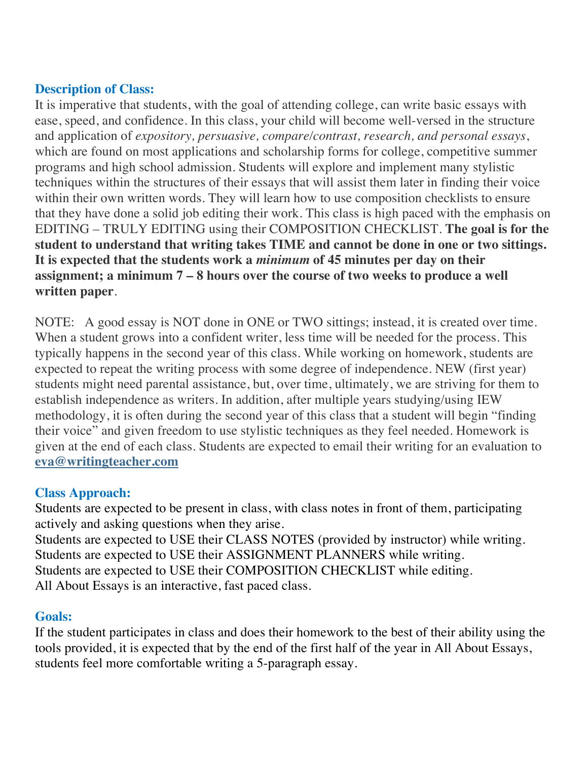### Description of Class:

It is imperative that students, with the goal of attending college, can write basic essays with ease, speed, and confidence. In this class, your child will become well-versed in the structure and application of *expository, persuasive, compare/contrast, research, and personal essays*, which are found on most applications and scholarship forms for college, competitive summer programs and high school admission. Students will explore and implement many stylistic techniques within the structures of their essays that will assist them later in finding their voice within their own written words. They will learn how to use composition checklists to ensure that they have done a solid job editing their work. This class is high paced with the emphasis on EDITING – TRULY EDITING using their COMPOSITION CHECKLIST. **The goal is for the student to understand that writing takes TIME and cannot be done in one or two sittings. It is expected that the students work a *minimum* of 45 minutes per day on their assignment; a minimum 7 – 8 hours over the course of two weeks to produce a well written paper**.

NOTE: A good essay is NOT done in ONE or TWO sittings; instead, it is created over time. When a student grows into a confident writer, less time will be needed for the process. This typically happens in the second year of this class. While working on homework, students are expected to repeat the writing process with some degree of independence. NEW (first year) students might need parental assistance, but, over time, ultimately, we are striving for them to establish independence as writers. In addition, after multiple years studying/using IEW methodology, it is often during the second year of this class that a student will begin "finding their voice" and given freedom to use stylistic techniques as they feel needed. Homework is given at the end of each class. Students are expected to email their writing for an evaluation to **eva@writingteacher.com**

### Class Approach:

Students are expected to be present in class, with class notes in front of them, participating actively and asking questions when they arise.
Students are expected to USE their CLASS NOTES (provided by instructor) while writing.
Students are expected to USE their ASSIGNMENT PLANNERS while writing.
Students are expected to USE their COMPOSITION CHECKLIST while editing.
All About Essays is an interactive, fast paced class.

### Goals:

If the student participates in class and does their homework to the best of their ability using the tools provided, it is expected that by the end of the first half of the year in All About Essays, students feel more comfortable writing a 5-paragraph essay.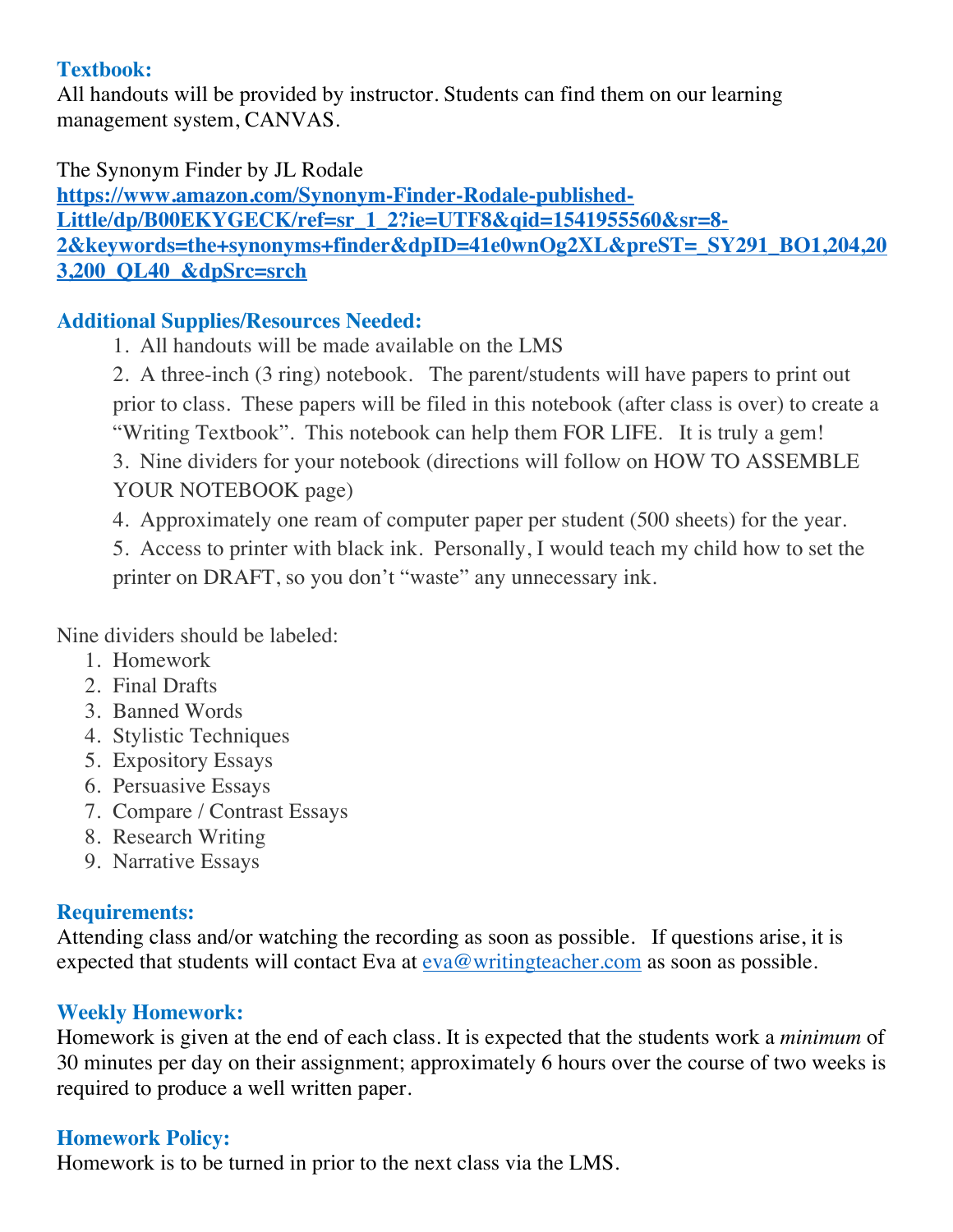### Textbook:

All handouts will be provided by instructor. Students can find them on our learning management system, CANVAS.

The Synonym Finder by JL Rodale
[https://www.amazon.com/Synonym-Finder-Rodale-published-Little/dp/B00EKYGECK/ref=sr_1_2?ie=UTF8&qid=1541955560&sr=8-2&keywords=the+synonyms+finder&dpID=41e0wnOg2XL&preST=_SY291_BO1,204,203,200_QL40_&dpSrc=srch](https://www.amazon.com/Synonym-Finder-Rodale-published-Little/dp/B00EKYGECK/ref=sr_1_2?ie=UTF8&qid=1541955560&sr=8-2&keywords=the+synonyms+finder&dpID=41e0wnOg2XL&preST=_SY291_BO1,204,203,200_QL40_&dpSrc=srch)

### Additional Supplies/Resources Needed:

1. All handouts will be made available on the LMS
2. A three-inch (3 ring) notebook. The parent/students will have papers to print out prior to class. These papers will be filed in this notebook (after class is over) to create a "Writing Textbook". This notebook can help them FOR LIFE. It is truly a gem!
3. Nine dividers for your notebook (directions will follow on HOW TO ASSEMBLE YOUR NOTEBOOK page)
4. Approximately one ream of computer paper per student (500 sheets) for the year.
5. Access to printer with black ink. Personally, I would teach my child how to set the printer on DRAFT, so you don't "waste" any unnecessary ink.

Nine dividers should be labeled:

1. Homework
2. Final Drafts
3. Banned Words
4. Stylistic Techniques
5. Expository Essays
6. Persuasive Essays
7. Compare / Contrast Essays
8. Research Writing
9. Narrative Essays

### Requirements:

Attending class and/or watching the recording as soon as possible. If questions arise, it is expected that students will contact Eva at eva@writingteacher.com as soon as possible.

### Weekly Homework:

Homework is given at the end of each class. It is expected that the students work a *minimum* of 30 minutes per day on their assignment; approximately 6 hours over the course of two weeks is required to produce a well written paper.

### Homework Policy:

Homework is to be turned in prior to the next class via the LMS.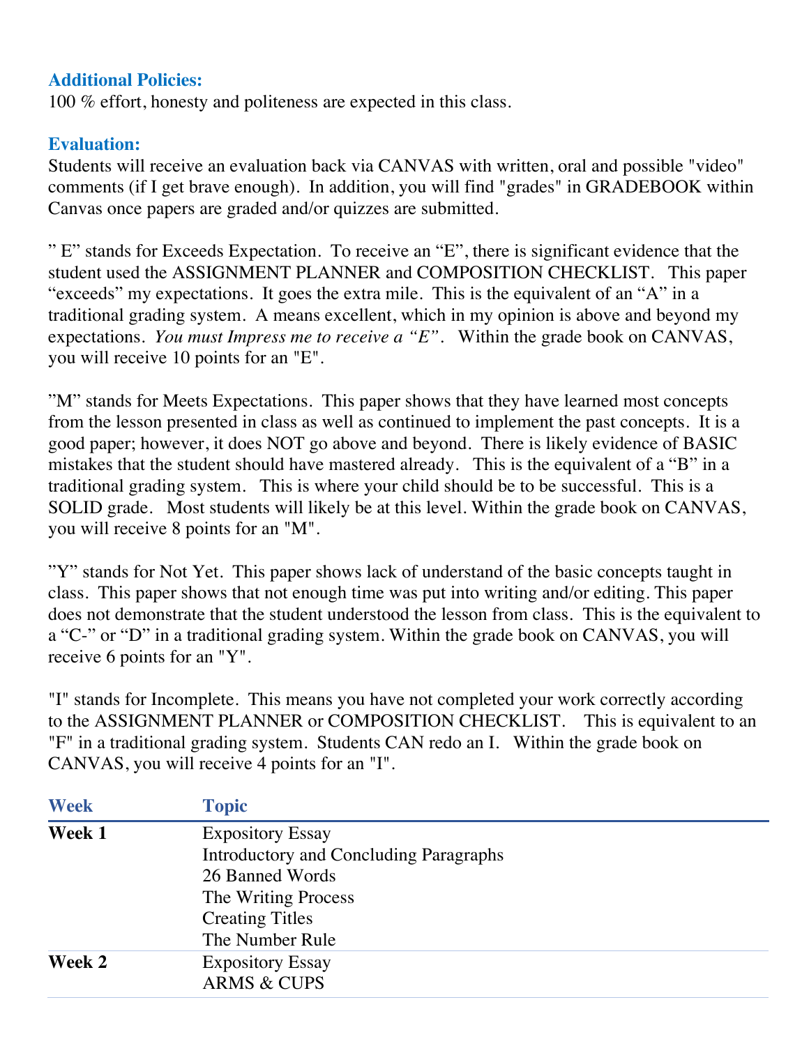### Additional Policies:

100 % effort, honesty and politeness are expected in this class.

### Evaluation:

Students will receive an evaluation back via CANVAS with written, oral and possible "video" comments (if I get brave enough). In addition, you will find "grades" in GRADEBOOK within Canvas once papers are graded and/or quizzes are submitted.

" E" stands for Exceeds Expectation. To receive an "E", there is significant evidence that the student used the ASSIGNMENT PLANNER and COMPOSITION CHECKLIST. This paper "exceeds" my expectations. It goes the extra mile. This is the equivalent of an "A" in a traditional grading system. A means excellent, which in my opinion is above and beyond my expectations. *You must Impress me to receive a "E"*. Within the grade book on CANVAS, you will receive 10 points for an "E".

"M" stands for Meets Expectations. This paper shows that they have learned most concepts from the lesson presented in class as well as continued to implement the past concepts. It is a good paper; however, it does NOT go above and beyond. There is likely evidence of BASIC mistakes that the student should have mastered already. This is the equivalent of a "B" in a traditional grading system. This is where your child should be to be successful. This is a SOLID grade. Most students will likely be at this level. Within the grade book on CANVAS, you will receive 8 points for an "M".

"Y" stands for Not Yet. This paper shows lack of understand of the basic concepts taught in class. This paper shows that not enough time was put into writing and/or editing. This paper does not demonstrate that the student understood the lesson from class. This is the equivalent to a "C-" or "D" in a traditional grading system. Within the grade book on CANVAS, you will receive 6 points for an "Y".

"I" stands for Incomplete. This means you have not completed your work correctly according to the ASSIGNMENT PLANNER or COMPOSITION CHECKLIST. This is equivalent to an "F" in a traditional grading system. Students CAN redo an I. Within the grade book on CANVAS, you will receive 4 points for an "I".

| Week | Topic |
|---|---|
| **Week 1** | Expository Essay<br>Introductory and Concluding Paragraphs<br>26 Banned Words<br>The Writing Process<br>Creating Titles<br>The Number Rule |
| **Week 2** | Expository Essay<br>ARMS & CUPS |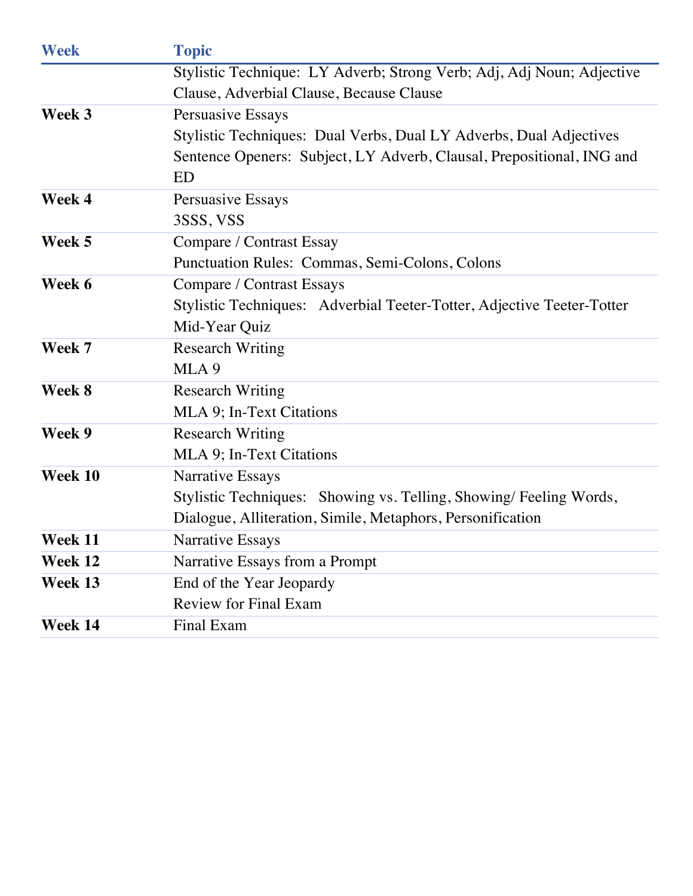| Week | Topic |
|---|---|
| | Stylistic Technique: LY Adverb; Strong Verb; Adj, Adj Noun; Adjective Clause, Adverbial Clause, Because Clause |
| **Week 3** | Persuasive Essays<br>Stylistic Techniques: Dual Verbs, Dual LY Adverbs, Dual Adjectives<br>Sentence Openers: Subject, LY Adverb, Clausal, Prepositional, ING and ED |
| **Week 4** | Persuasive Essays<br>3SSS, VSS |
| **Week 5** | Compare / Contrast Essay<br>Punctuation Rules: Commas, Semi-Colons, Colons |
| **Week 6** | Compare / Contrast Essays<br>Stylistic Techniques: Adverbial Teeter-Totter, Adjective Teeter-Totter<br>Mid-Year Quiz |
| **Week 7** | Research Writing<br>MLA 9 |
| **Week 8** | Research Writing<br>MLA 9; In-Text Citations |
| **Week 9** | Research Writing<br>MLA 9; In-Text Citations |
| **Week 10** | Narrative Essays<br>Stylistic Techniques: Showing vs. Telling, Showing/ Feeling Words, Dialogue, Alliteration, Simile, Metaphors, Personification |
| **Week 11** | Narrative Essays |
| **Week 12** | Narrative Essays from a Prompt |
| **Week 13** | End of the Year Jeopardy<br>Review for Final Exam |
| **Week 14** | Final Exam |